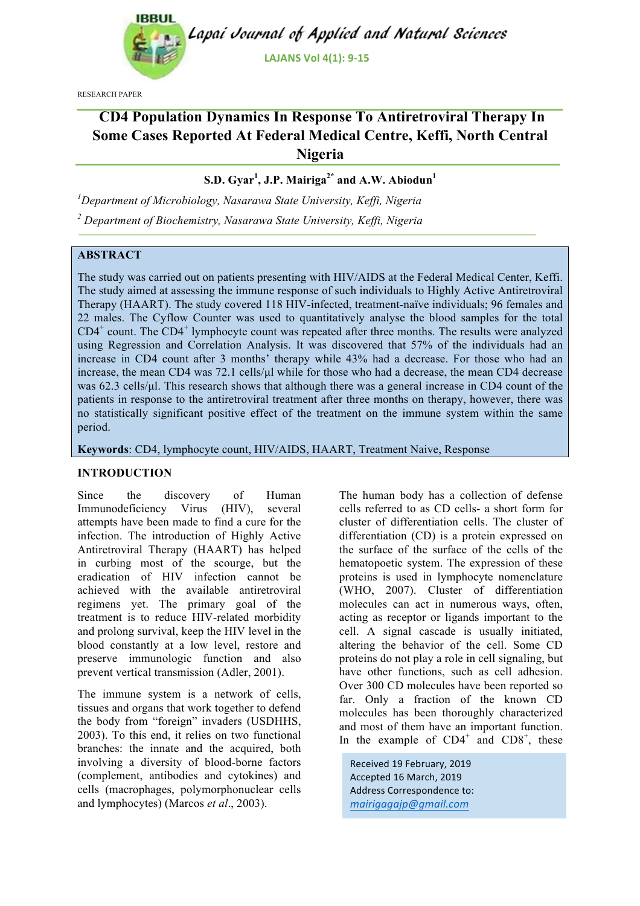RESEARCH PAPER

# CD4 Population Dynamics In Response To Antiretroviral Therapy In Some Cases Reported At Federal Medical Centre, Keffi, North Central Nigeria

**S.D. Gyar[1], J.P. Mairiga[2*] and A.W. Abiodun[1]**

[1]*Department of Microbiology, Nasarawa State University, Keffi, Nigeria*

[2] *Department of Biochemistry, Nasarawa State University, Keffi, Nigeria*

## ABSTRACT

The study was carried out on patients presenting with HIV/AIDS at the Federal Medical Center, Keffi. The study aimed at assessing the immune response of such individuals to Highly Active Antiretroviral Therapy (HAART). The study covered 118 HIV-infected, treatment-naïve individuals; 96 females and 22 males. The Cyflow Counter was used to quantitatively analyse the blood samples for the total $CD4^+$ count. The $CD4^+$ lymphocyte count was repeated after three months. The results were analyzed using Regression and Correlation Analysis. It was discovered that 57% of the individuals had an increase in CD4 count after 3 months' therapy while 43% had a decrease. For those who had an increase, the mean CD4 was 72.1 cells/µl while for those who had a decrease, the mean CD4 decrease was 62.3 cells/µl. This research shows that although there was a general increase in CD4 count of the patients in response to the antiretroviral treatment after three months on therapy, however, there was no statistically significant positive effect of the treatment on the immune system within the same period.

**Keywords**: CD4, lymphocyte count, HIV/AIDS, HAART, Treatment Naive, Response

## INTRODUCTION

Since the discovery of Human Immunodeficiency Virus (HIV), several attempts have been made to find a cure for the infection. The introduction of Highly Active Antiretroviral Therapy (HAART) has helped in curbing most of the scourge, but the eradication of HIV infection cannot be achieved with the available antiretroviral regimens yet. The primary goal of the treatment is to reduce HIV-related morbidity and prolong survival, keep the HIV level in the blood constantly at a low level, restore and preserve immunologic function and also prevent vertical transmission (Adler, 2001).

The immune system is a network of cells, tissues and organs that work together to defend the body from "foreign" invaders (USDHHS, 2003). To this end, it relies on two functional branches: the innate and the acquired, both involving a diversity of blood-borne factors (complement, antibodies and cytokines) and cells (macrophages, polymorphonuclear cells and lymphocytes) (Marcos *et al*., 2003).

The human body has a collection of defense cells referred to as CD cells- a short form for cluster of differentiation cells. The cluster of differentiation (CD) is a protein expressed on the surface of the surface of the cells of the hematopoetic system. The expression of these proteins is used in lymphocyte nomenclature (WHO, 2007). Cluster of differentiation molecules can act in numerous ways, often, acting as receptor or ligands important to the cell. A signal cascade is usually initiated, altering the behavior of the cell. Some CD proteins do not play a role in cell signaling, but have other functions, such as cell adhesion. Over 300 CD molecules have been reported so far. Only a fraction of the known CD molecules has been thoroughly characterized and most of them have an important function. In the example of $CD4^+$ and $CD8^+$, these

Received 19 February, 2019
Accepted 16 March, 2019
Address Correspondence to:
*mairigagajp@gmail.com*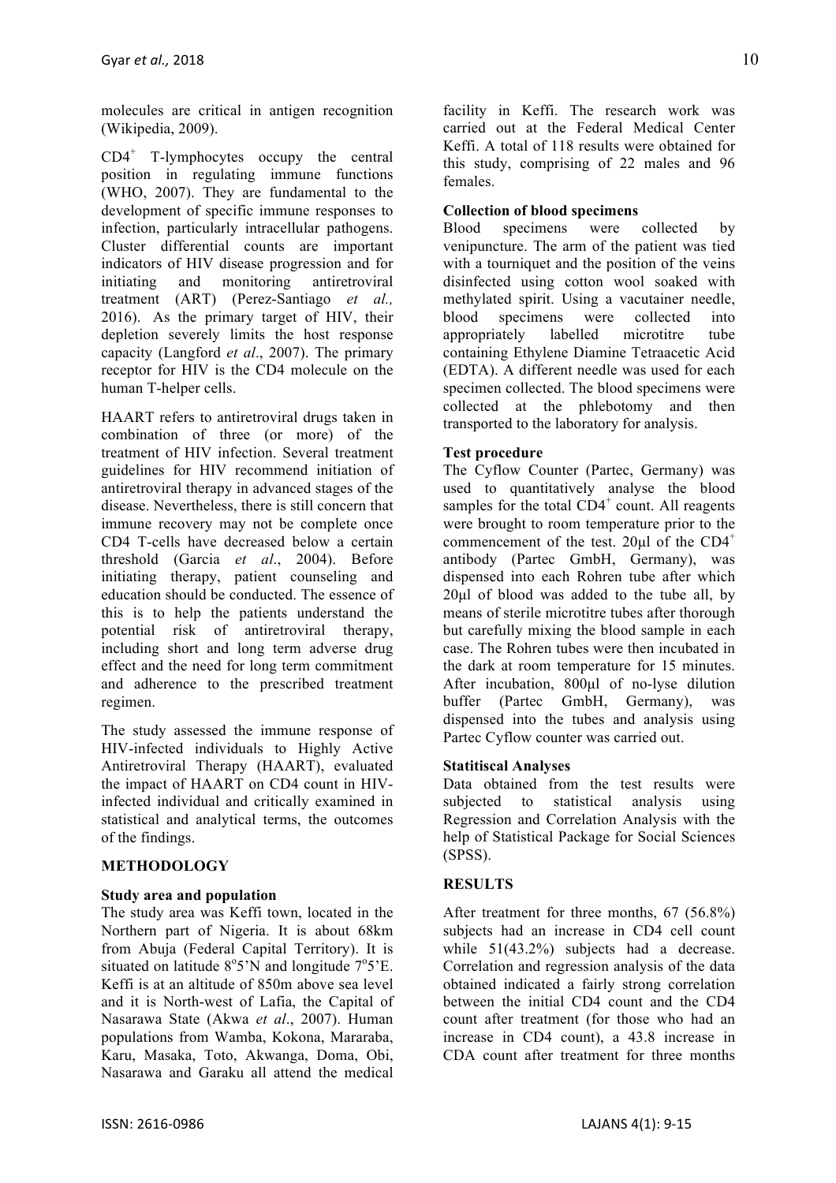molecules are critical in antigen recognition (Wikipedia, 2009).

$CD4^+$ T-lymphocytes occupy the central position in regulating immune functions (WHO, 2007). They are fundamental to the development of specific immune responses to infection, particularly intracellular pathogens. Cluster differential counts are important indicators of HIV disease progression and for initiating and monitoring antiretroviral treatment (ART) (Perez-Santiago *et al.,* 2016). As the primary target of HIV, their depletion severely limits the host response capacity (Langford *et al*., 2007). The primary receptor for HIV is the CD4 molecule on the human T-helper cells.

HAART refers to antiretroviral drugs taken in combination of three (or more) of the treatment of HIV infection. Several treatment guidelines for HIV recommend initiation of antiretroviral therapy in advanced stages of the disease. Nevertheless, there is still concern that immune recovery may not be complete once CD4 T-cells have decreased below a certain threshold (Garcia *et al*., 2004). Before initiating therapy, patient counseling and education should be conducted. The essence of this is to help the patients understand the potential risk of antiretroviral therapy, including short and long term adverse drug effect and the need for long term commitment and adherence to the prescribed treatment regimen.

The study assessed the immune response of HIV-infected individuals to Highly Active Antiretroviral Therapy (HAART), evaluated the impact of HAART on CD4 count in HIV-infected individual and critically examined in statistical and analytical terms, the outcomes of the findings.

## METHODOLOGY

### Study area and population

The study area was Keffi town, located in the Northern part of Nigeria. It is about 68km from Abuja (Federal Capital Territory). It is situated on latitude $8^o5$'N and longitude $7^o5$'E. Keffi is at an altitude of 850m above sea level and it is North-west of Lafia, the Capital of Nasarawa State (Akwa *et al*., 2007). Human populations from Wamba, Kokona, Mararaba, Karu, Masaka, Toto, Akwanga, Doma, Obi, Nasarawa and Garaku all attend the medical facility in Keffi. The research work was carried out at the Federal Medical Center Keffi. A total of 118 results were obtained for this study, comprising of 22 males and 96 females.

### Collection of blood specimens

Blood specimens were collected by venipuncture. The arm of the patient was tied with a tourniquet and the position of the veins disinfected using cotton wool soaked with methylated spirit. Using a vacutainer needle, blood specimens were collected into appropriately labelled microtitre tube containing Ethylene Diamine Tetraacetic Acid (EDTA). A different needle was used for each specimen collected. The blood specimens were collected at the phlebotomy and then transported to the laboratory for analysis.

### Test procedure

The Cyflow Counter (Partec, Germany) was used to quantitatively analyse the blood samples for the total $CD4^+$ count. All reagents were brought to room temperature prior to the commencement of the test. 20µl of the $CD4^+$ antibody (Partec GmbH, Germany), was dispensed into each Rohren tube after which 20µl of blood was added to the tube all, by means of sterile microtitre tubes after thorough but carefully mixing the blood sample in each case. The Rohren tubes were then incubated in the dark at room temperature for 15 minutes. After incubation, 800µl of no-lyse dilution buffer (Partec GmbH, Germany), was dispensed into the tubes and analysis using Partec Cyflow counter was carried out.

### Statitiscal Analyses

Data obtained from the test results were subjected to statistical analysis using Regression and Correlation Analysis with the help of Statistical Package for Social Sciences (SPSS).

## RESULTS

After treatment for three months, 67 (56.8%) subjects had an increase in CD4 cell count while 51(43.2%) subjects had a decrease. Correlation and regression analysis of the data obtained indicated a fairly strong correlation between the initial CD4 count and the CD4 count after treatment (for those who had an increase in CD4 count), a 43.8 increase in CDA count after treatment for three months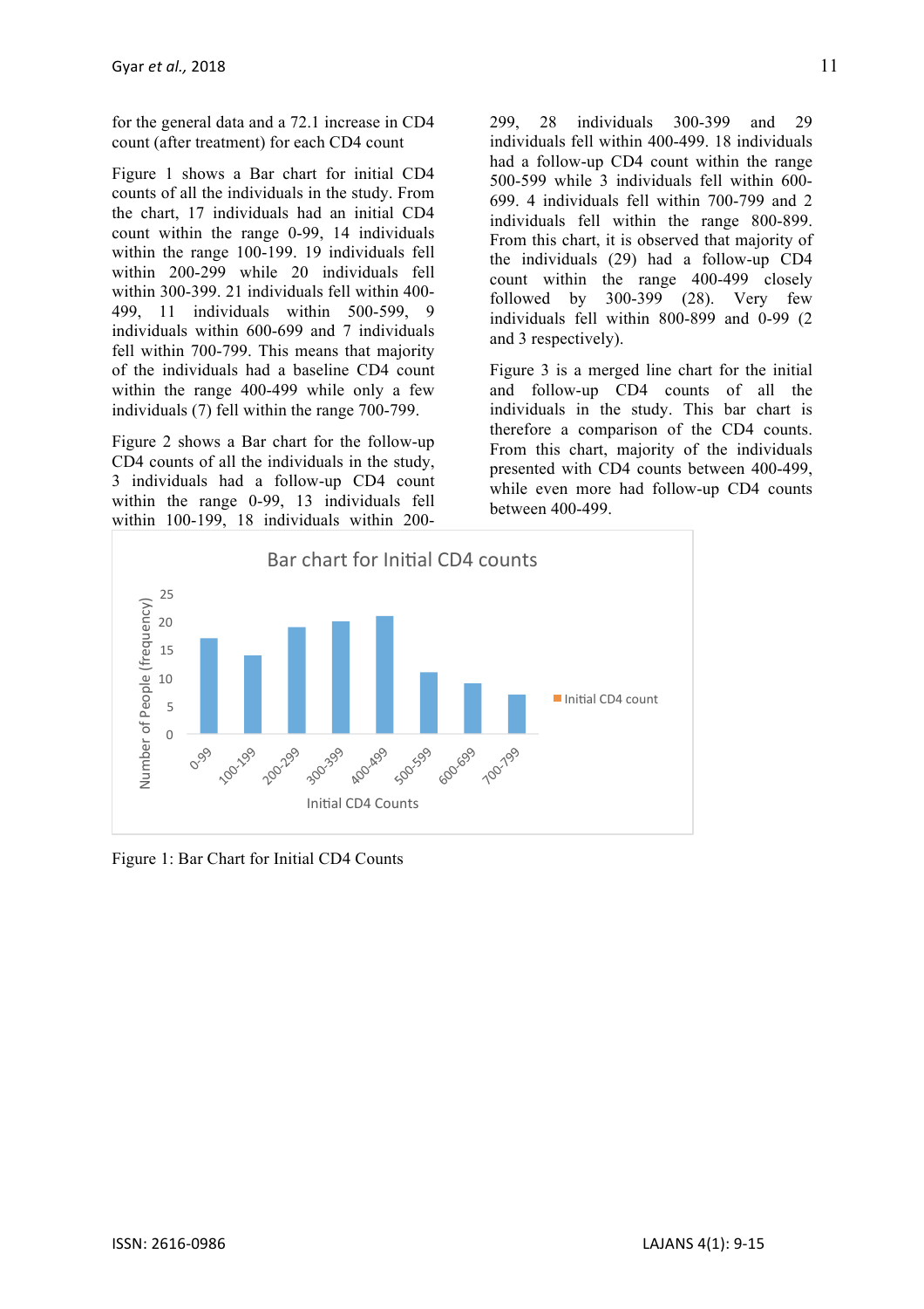for the general data and a 72.1 increase in CD4 count (after treatment) for each CD4 count

Figure 1 shows a Bar chart for initial CD4 counts of all the individuals in the study. From the chart, 17 individuals had an initial CD4 count within the range 0-99, 14 individuals within the range 100-199. 19 individuals fell within 200-299 while 20 individuals fell within 300-399. 21 individuals fell within 400-499, 11 individuals within 500-599, 9 individuals within 600-699 and 7 individuals fell within 700-799. This means that majority of the individuals had a baseline CD4 count within the range 400-499 while only a few individuals (7) fell within the range 700-799.

Figure 2 shows a Bar chart for the follow-up CD4 counts of all the individuals in the study, 3 individuals had a follow-up CD4 count within the range 0-99, 13 individuals fell within 100-199, 18 individuals within 200-299, 28 individuals 300-399 and 29 individuals fell within 400-499. 18 individuals had a follow-up CD4 count within the range 500-599 while 3 individuals fell within 600-699. 4 individuals fell within 700-799 and 2 individuals fell within the range 800-899. From this chart, it is observed that majority of the individuals (29) had a follow-up CD4 count within the range 400-499 closely followed by 300-399 (28). Very few individuals fell within 800-899 and 0-99 (2 and 3 respectively).

Figure 3 is a merged line chart for the initial and follow-up CD4 counts of all the individuals in the study. This bar chart is therefore a comparison of the CD4 counts. From this chart, majority of the individuals presented with CD4 counts between 400-499, while even more had follow-up CD4 counts between 400-499.

Figure 1: Bar Chart for Initial CD4 Counts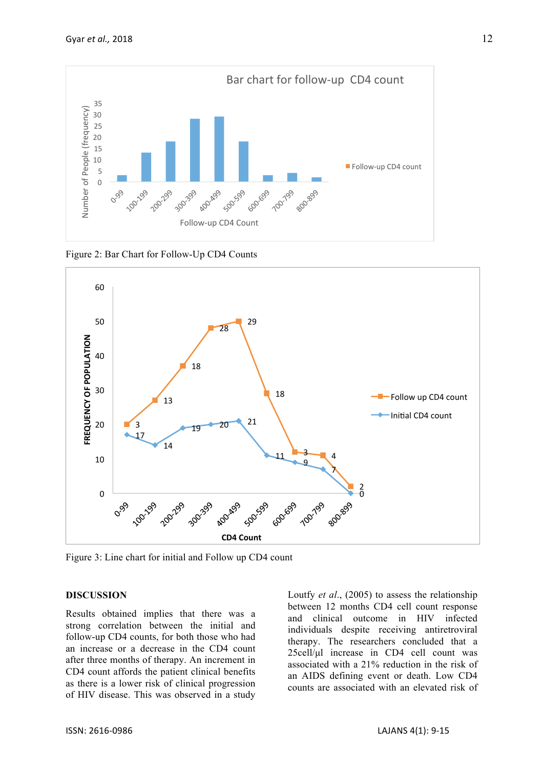Figure 2: Bar Chart for Follow-Up CD4 Counts

Figure 3: Line chart for initial and Follow up CD4 count

## DISCUSSION

Results obtained implies that there was a strong correlation between the initial and follow-up CD4 counts, for both those who had an increase or a decrease in the CD4 count after three months of therapy. An increment in CD4 count affords the patient clinical benefits as there is a lower risk of clinical progression of HIV disease. This was observed in a study Loutfy *et al*., (2005) to assess the relationship between 12 months CD4 cell count response and clinical outcome in HIV infected individuals despite receiving antiretroviral therapy. The researchers concluded that a 25cell/µl increase in CD4 cell count was associated with a 21% reduction in the risk of an AIDS defining event or death. Low CD4 counts are associated with an elevated risk of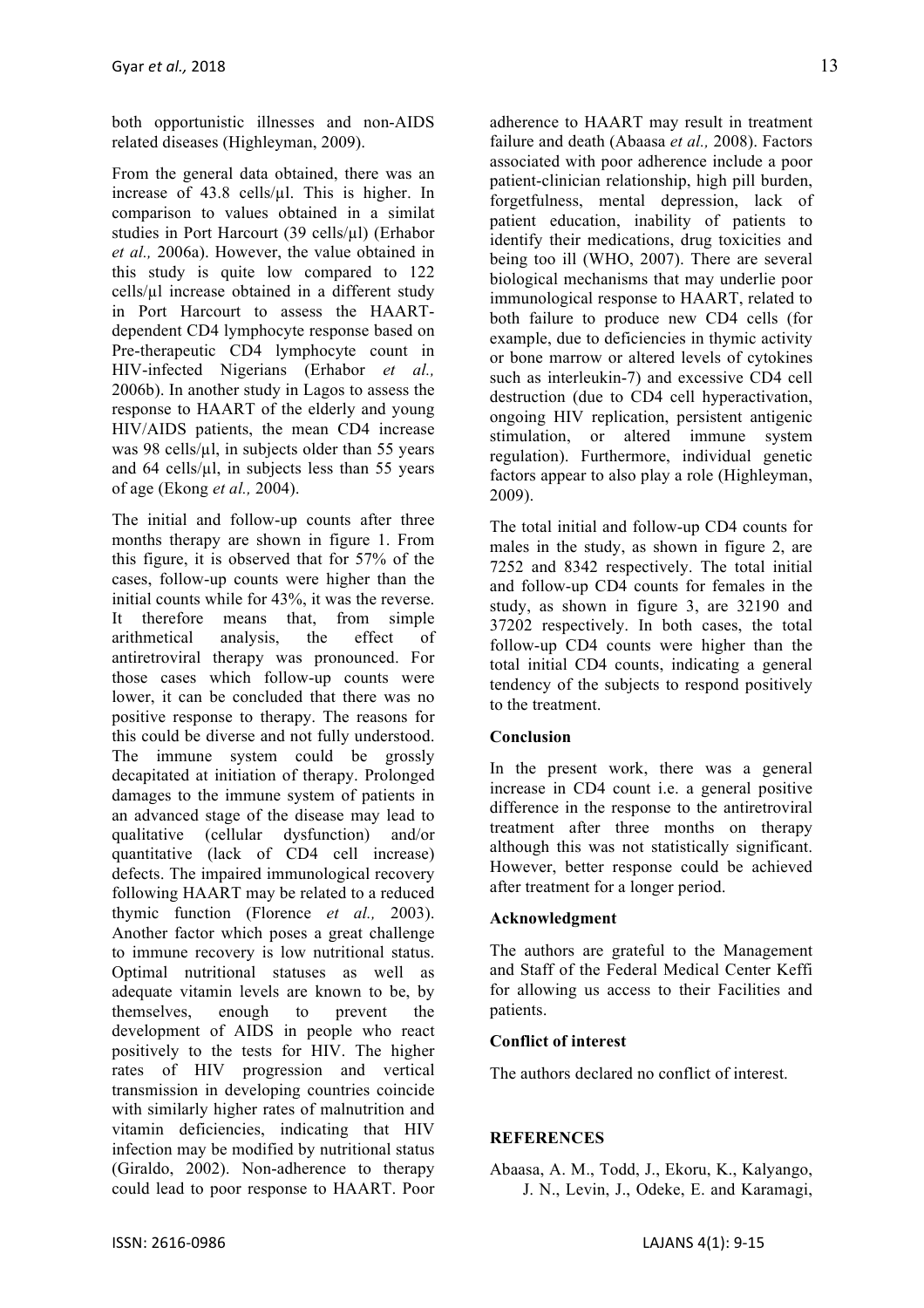both opportunistic illnesses and non-AIDS related diseases (Highleyman, 2009).

From the general data obtained, there was an increase of 43.8 cells/µl. This is higher. In comparison to values obtained in a similat studies in Port Harcourt (39 cells/µl) (Erhabor *et al.,* 2006a). However, the value obtained in this study is quite low compared to 122 cells/µl increase obtained in a different study in Port Harcourt to assess the HAART-dependent CD4 lymphocyte response based on Pre-therapeutic CD4 lymphocyte count in HIV-infected Nigerians (Erhabor *et al.,* 2006b). In another study in Lagos to assess the response to HAART of the elderly and young HIV/AIDS patients, the mean CD4 increase was 98 cells/µl, in subjects older than 55 years and 64 cells/µl, in subjects less than 55 years of age (Ekong *et al.,* 2004).

The initial and follow-up counts after three months therapy are shown in figure 1. From this figure, it is observed that for 57% of the cases, follow-up counts were higher than the initial counts while for 43%, it was the reverse. It therefore means that, from simple arithmetical analysis, the effect of antiretroviral therapy was pronounced. For those cases which follow-up counts were lower, it can be concluded that there was no positive response to therapy. The reasons for this could be diverse and not fully understood. The immune system could be grossly decapitated at initiation of therapy. Prolonged damages to the immune system of patients in an advanced stage of the disease may lead to qualitative (cellular dysfunction) and/or quantitative (lack of CD4 cell increase) defects. The impaired immunological recovery following HAART may be related to a reduced thymic function (Florence *et al.,* 2003). Another factor which poses a great challenge to immune recovery is low nutritional status. Optimal nutritional statuses as well as adequate vitamin levels are known to be, by themselves, enough to prevent the development of AIDS in people who react positively to the tests for HIV. The higher rates of HIV progression and vertical transmission in developing countries coincide with similarly higher rates of malnutrition and vitamin deficiencies, indicating that HIV infection may be modified by nutritional status (Giraldo, 2002). Non-adherence to therapy could lead to poor response to HAART. Poor adherence to HAART may result in treatment failure and death (Abaasa *et al.,* 2008). Factors associated with poor adherence include a poor patient-clinician relationship, high pill burden, forgetfulness, mental depression, lack of patient education, inability of patients to identify their medications, drug toxicities and being too ill (WHO, 2007). There are several biological mechanisms that may underlie poor immunological response to HAART, related to both failure to produce new CD4 cells (for example, due to deficiencies in thymic activity or bone marrow or altered levels of cytokines such as interleukin-7) and excessive CD4 cell destruction (due to CD4 cell hyperactivation, ongoing HIV replication, persistent antigenic stimulation, or altered immune system regulation). Furthermore, individual genetic factors appear to also play a role (Highleyman, 2009).

The total initial and follow-up CD4 counts for males in the study, as shown in figure 2, are 7252 and 8342 respectively. The total initial and follow-up CD4 counts for females in the study, as shown in figure 3, are 32190 and 37202 respectively. In both cases, the total follow-up CD4 counts were higher than the total initial CD4 counts, indicating a general tendency of the subjects to respond positively to the treatment.

## Conclusion

In the present work, there was a general increase in CD4 count i.e. a general positive difference in the response to the antiretroviral treatment after three months on therapy although this was not statistically significant. However, better response could be achieved after treatment for a longer period.

## Acknowledgment

The authors are grateful to the Management and Staff of the Federal Medical Center Keffi for allowing us access to their Facilities and patients.

## Conflict of interest

The authors declared no conflict of interest.

## REFERENCES

Abaasa, A. M., Todd, J., Ekoru, K., Kalyango, J. N., Levin, J., Odeke, E. and Karamagi,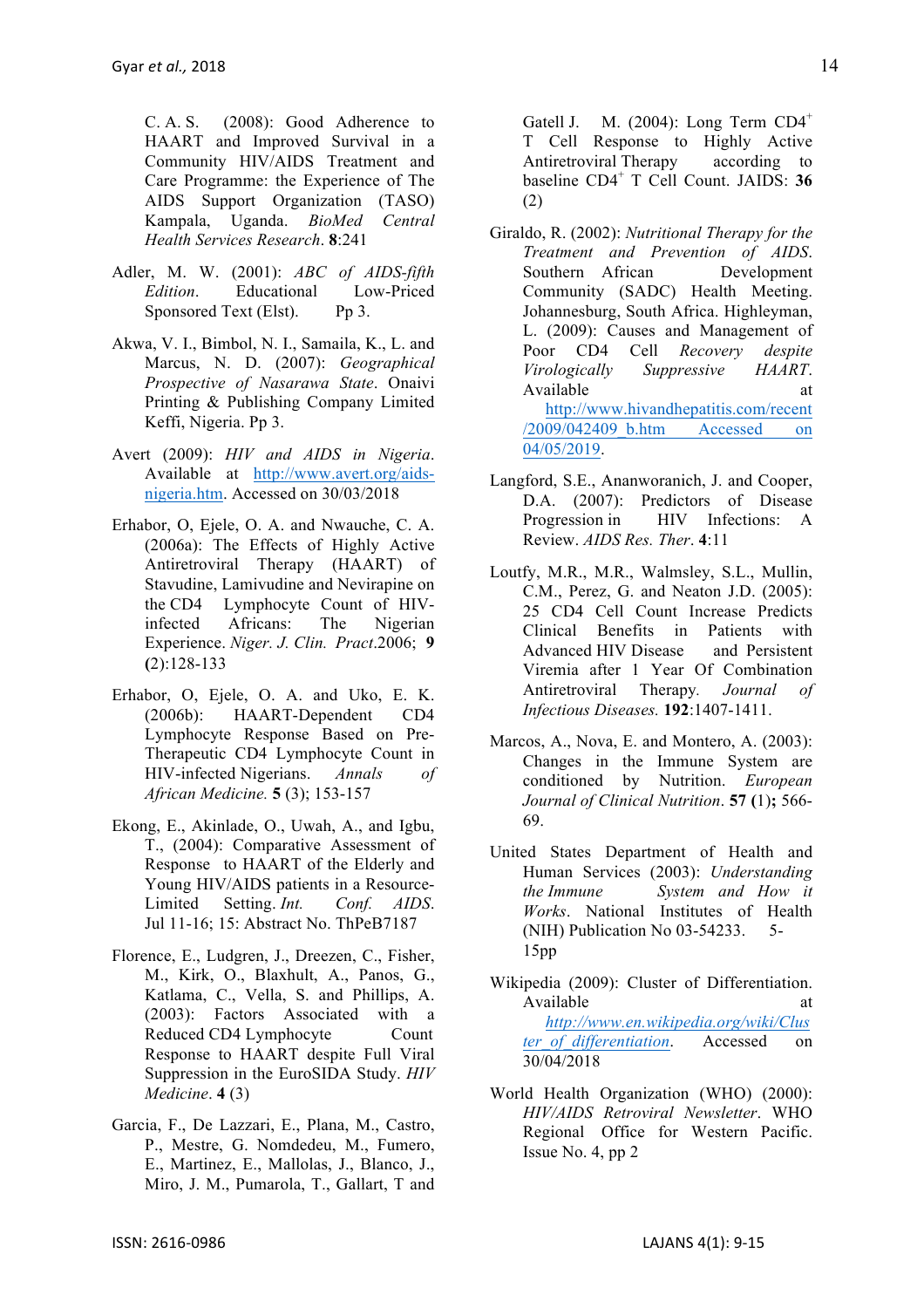C. A. S. (2008): Good Adherence to HAART and Improved Survival in a Community HIV/AIDS Treatment and Care Programme: the Experience of The AIDS Support Organization (TASO) Kampala, Uganda. *BioMed Central Health Services Research*. **8**:241

Adler, M. W. (2001): *ABC of AIDS-fifth Edition*. Educational Low-Priced Sponsored Text (Elst). Pp 3.

Akwa, V. I., Bimbol, N. I., Samaila, K., L. and Marcus, N. D. (2007): *Geographical Prospective of Nasarawa State*. Onaivi Printing & Publishing Company Limited Keffi, Nigeria. Pp 3.

Avert (2009): *HIV and AIDS in Nigeria*. Available at http://www.avert.org/aids-nigeria.htm. Accessed on 30/03/2018

Erhabor, O, Ejele, O. A. and Nwauche, C. A. (2006a): The Effects of Highly Active Antiretroviral Therapy (HAART) of Stavudine, Lamivudine and Nevirapine on the CD4 Lymphocyte Count of HIV-infected Africans: The Nigerian Experience. *Niger. J. Clin. Pract*.2006; **9** **(**2):128-133

Erhabor, O, Ejele, O. A. and Uko, E. K. (2006b): HAART-Dependent CD4 Lymphocyte Response Based on Pre-Therapeutic CD4 Lymphocyte Count in HIV-infected Nigerians. *Annals of African Medicine.* **5** (3); 153-157

Ekong, E., Akinlade, O., Uwah, A., and Igbu, T., (2004): Comparative Assessment of Response to HAART of the Elderly and Young HIV/AIDS patients in a Resource-Limited Setting. *Int. Conf. AIDS*. Jul 11-16; 15: Abstract No. ThPeB7187

Florence, E., Ludgren, J., Dreezen, C., Fisher, M., Kirk, O., Blaxhult, A., Panos, G., Katlama, C., Vella, S. and Phillips, A. (2003): Factors Associated with a Reduced CD4 Lymphocyte Count Response to HAART despite Full Viral Suppression in the EuroSIDA Study. *HIV Medicine*. **4** (3)

Garcia, F., De Lazzari, E., Plana, M., Castro, P., Mestre, G. Nomdedeu, M., Fumero, E., Martinez, E., Mallolas, J., Blanco, J., Miro, J. M., Pumarola, T., Gallart, T and Gatell J. M. (2004): Long Term CD4[+] T Cell Response to Highly Active Antiretroviral Therapy according to baseline CD4[+] T Cell Count. JAIDS: **36** (2)

Giraldo, R. (2002): *Nutritional Therapy for the Treatment and Prevention of AIDS*. Southern African Development Community (SADC) Health Meeting. Johannesburg, South Africa. Highleyman, L. (2009): Causes and Management of Poor CD4 Cell *Recovery despite Virologically Suppressive HAART*. Available at http://www.hivandhepatitis.com/recent/2009/042409_b.htm Accessed on 04/05/2019.

Langford, S.E., Ananworanich, J. and Cooper, D.A. (2007): Predictors of Disease Progression in HIV Infections: A Review. *AIDS Res. Ther*. **4**:11

Loutfy, M.R., M.R., Walmsley, S.L., Mullin, C.M., Perez, G. and Neaton J.D. (2005): 25 CD4 Cell Count Increase Predicts Clinical Benefits in Patients with Advanced HIV Disease and Persistent Viremia after 1 Year Of Combination Antiretroviral Therapy. *Journal of Infectious Diseases*. **192**:1407-1411.

Marcos, A., Nova, E. and Montero, A. (2003): Changes in the Immune System are conditioned by Nutrition. *European Journal of Clinical Nutrition*. **57 (**1)**;** 566-69.

United States Department of Health and Human Services (2003): *Understanding the Immune System and How it Works*. National Institutes of Health (NIH) Publication No 03-54233. 5-15pp

Wikipedia (2009): Cluster of Differentiation. Available at *http://www.en.wikipedia.org/wiki/Cluster_of_differentiation*. Accessed on 30/04/2018

World Health Organization (WHO) (2000): *HIV/AIDS Retroviral Newsletter*. WHO Regional Office for Western Pacific. Issue No. 4, pp 2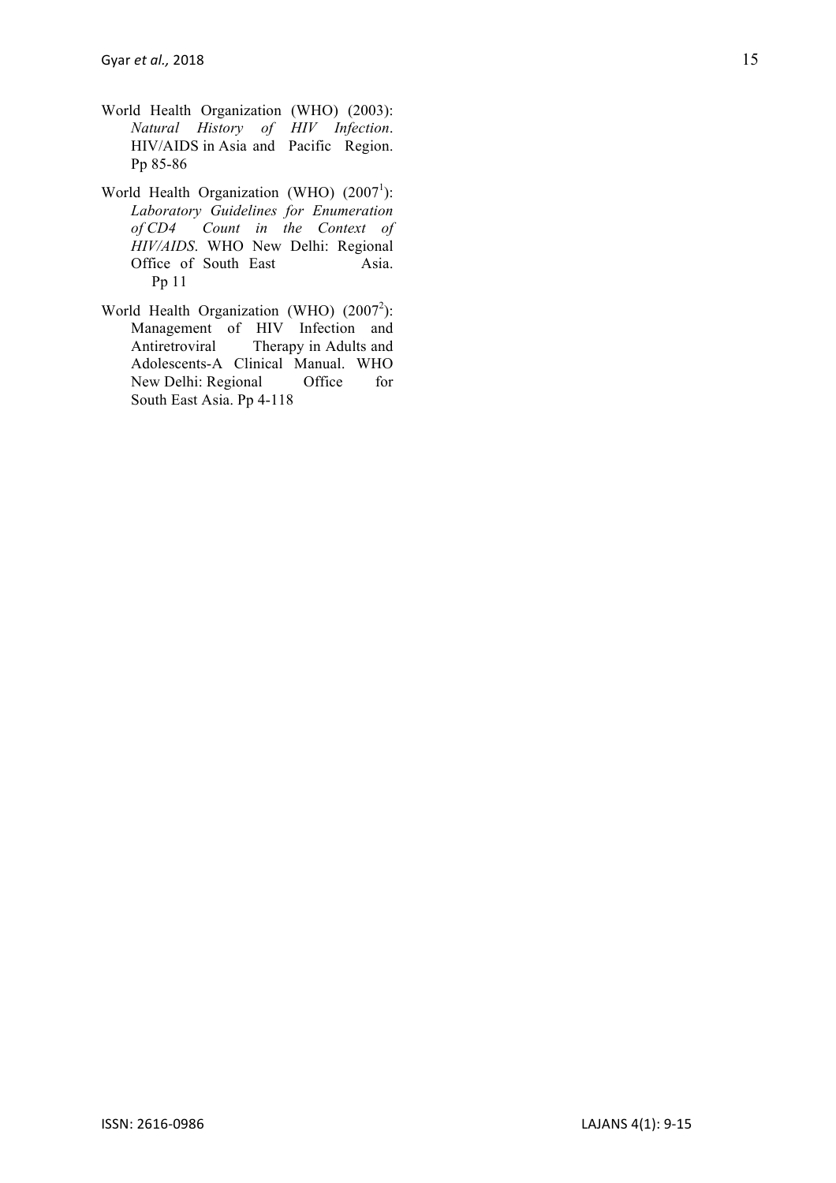World Health Organization (WHO) (2003): *Natural History of HIV Infection*. HIV/AIDS in Asia and Pacific Region. Pp 85-86

World Health Organization (WHO) (2007[1]): *Laboratory Guidelines for Enumeration of CD4 Count in the Context of HIV/AIDS*. WHO New Delhi: Regional Office of South East Asia. Pp 11

World Health Organization (WHO) (2007[2]): Management of HIV Infection and Antiretroviral Therapy in Adults and Adolescents-A Clinical Manual. WHO New Delhi: Regional Office for South East Asia. Pp 4-118